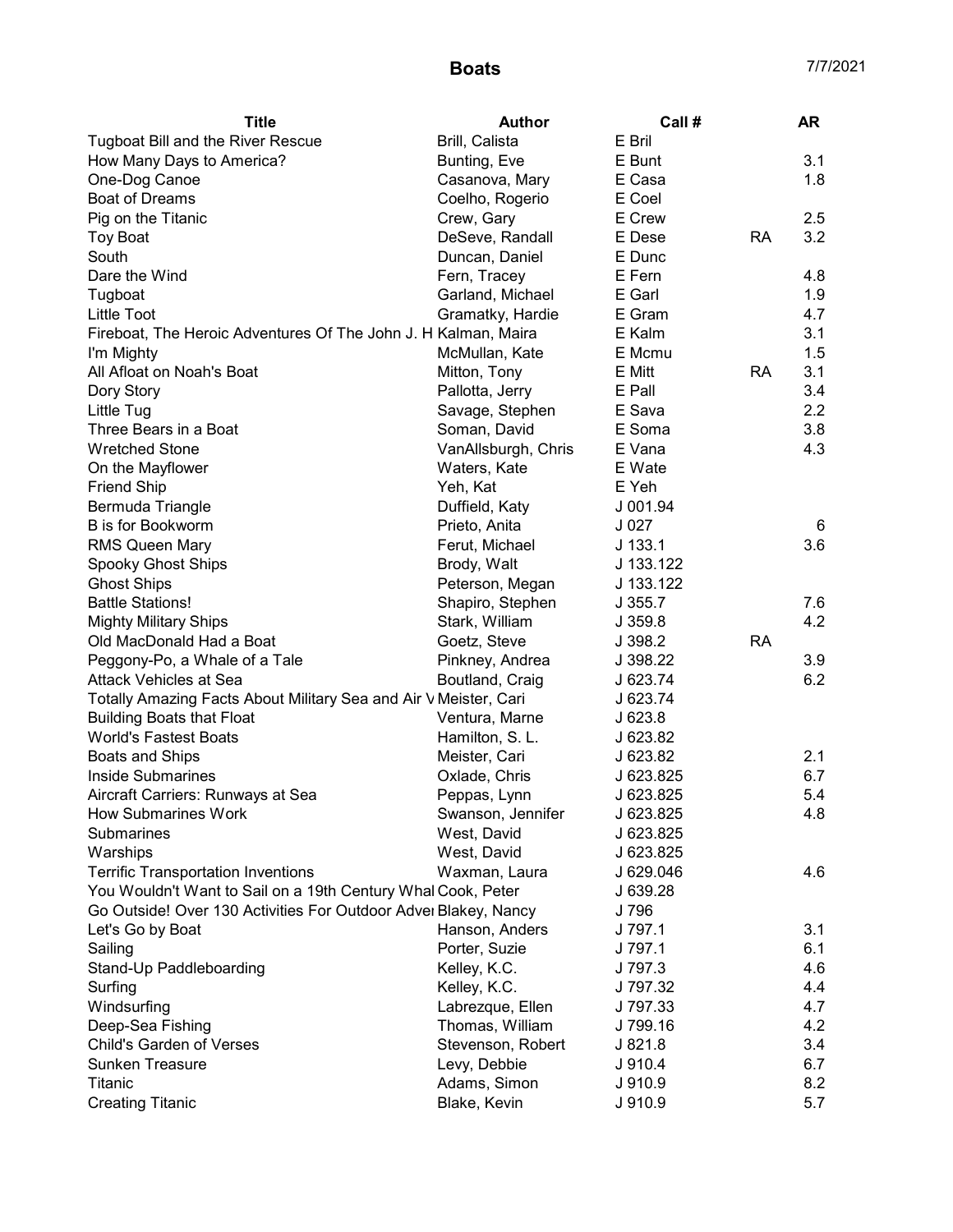# Boats

7/7/2021

| Title | Author | Call # | | AR |
|---|---|---|---|---|
| Tugboat Bill and the River Rescue | Brill, Calista | E Bril | | |
| How Many Days to America? | Bunting, Eve | E Bunt | | 3.1 |
| One-Dog Canoe | Casanova, Mary | E Casa | | 1.8 |
| Boat of Dreams | Coelho, Rogerio | E Coel | | |
| Pig on the Titanic | Crew, Gary | E Crew | | 2.5 |
| Toy Boat | DeSeve, Randall | E Dese | RA | 3.2 |
| South | Duncan, Daniel | E Dunc | | |
| Dare the Wind | Fern, Tracey | E Fern | | 4.8 |
| Tugboat | Garland, Michael | E Garl | | 1.9 |
| Little Toot | Gramatky, Hardie | E Gram | | 4.7 |
| Fireboat, The Heroic Adventures Of The John J. H | Kalman, Maira | E Kalm | | 3.1 |
| I'm Mighty | McMullan, Kate | E Mcmu | | 1.5 |
| All Afloat on Noah's Boat | Mitton, Tony | E Mitt | RA | 3.1 |
| Dory Story | Pallotta, Jerry | E Pall | | 3.4 |
| Little Tug | Savage, Stephen | E Sava | | 2.2 |
| Three Bears in a Boat | Soman, David | E Soma | | 3.8 |
| Wretched Stone | VanAllsburgh, Chris | E Vana | | 4.3 |
| On the Mayflower | Waters, Kate | E Wate | | |
| Friend Ship | Yeh, Kat | E Yeh | | |
| Bermuda Triangle | Duffield, Katy | J 001.94 | | |
| B is for Bookworm | Prieto, Anita | J 027 | | 6 |
| RMS Queen Mary | Ferut, Michael | J 133.1 | | 3.6 |
| Spooky Ghost Ships | Brody, Walt | J 133.122 | | |
| Ghost Ships | Peterson, Megan | J 133.122 | | |
| Battle Stations! | Shapiro, Stephen | J 355.7 | | 7.6 |
| Mighty Military Ships | Stark, William | J 359.8 | | 4.2 |
| Old MacDonald Had a Boat | Goetz, Steve | J 398.2 | RA | |
| Peggony-Po, a Whale of a Tale | Pinkney, Andrea | J 398.22 | | 3.9 |
| Attack Vehicles at Sea | Boutland, Craig | J 623.74 | | 6.2 |
| Totally Amazing Facts About Military Sea and Air V | Meister, Cari | J 623.74 | | |
| Building Boats that Float | Ventura, Marne | J 623.8 | | |
| World's Fastest Boats | Hamilton, S. L. | J 623.82 | | |
| Boats and Ships | Meister, Cari | J 623.82 | | 2.1 |
| Inside Submarines | Oxlade, Chris | J 623.825 | | 6.7 |
| Aircraft Carriers: Runways at Sea | Peppas, Lynn | J 623.825 | | 5.4 |
| How Submarines Work | Swanson, Jennifer | J 623.825 | | 4.8 |
| Submarines | West, David | J 623.825 | | |
| Warships | West, David | J 623.825 | | |
| Terrific Transportation Inventions | Waxman, Laura | J 629.046 | | 4.6 |
| You Wouldn't Want to Sail on a 19th Century Whal | Cook, Peter | J 639.28 | | |
| Go Outside! Over 130 Activities For Outdoor Adve | Blakey, Nancy | J 796 | | |
| Let's Go by Boat | Hanson, Anders | J 797.1 | | 3.1 |
| Sailing | Porter, Suzie | J 797.1 | | 6.1 |
| Stand-Up Paddleboarding | Kelley, K.C. | J 797.3 | | 4.6 |
| Surfing | Kelley, K.C. | J 797.32 | | 4.4 |
| Windsurfing | Labrezque, Ellen | J 797.33 | | 4.7 |
| Deep-Sea Fishing | Thomas, William | J 799.16 | | 4.2 |
| Child's Garden of Verses | Stevenson, Robert | J 821.8 | | 3.4 |
| Sunken Treasure | Levy, Debbie | J 910.4 | | 6.7 |
| Titanic | Adams, Simon | J 910.9 | | 8.2 |
| Creating Titanic | Blake, Kevin | J 910.9 | | 5.7 |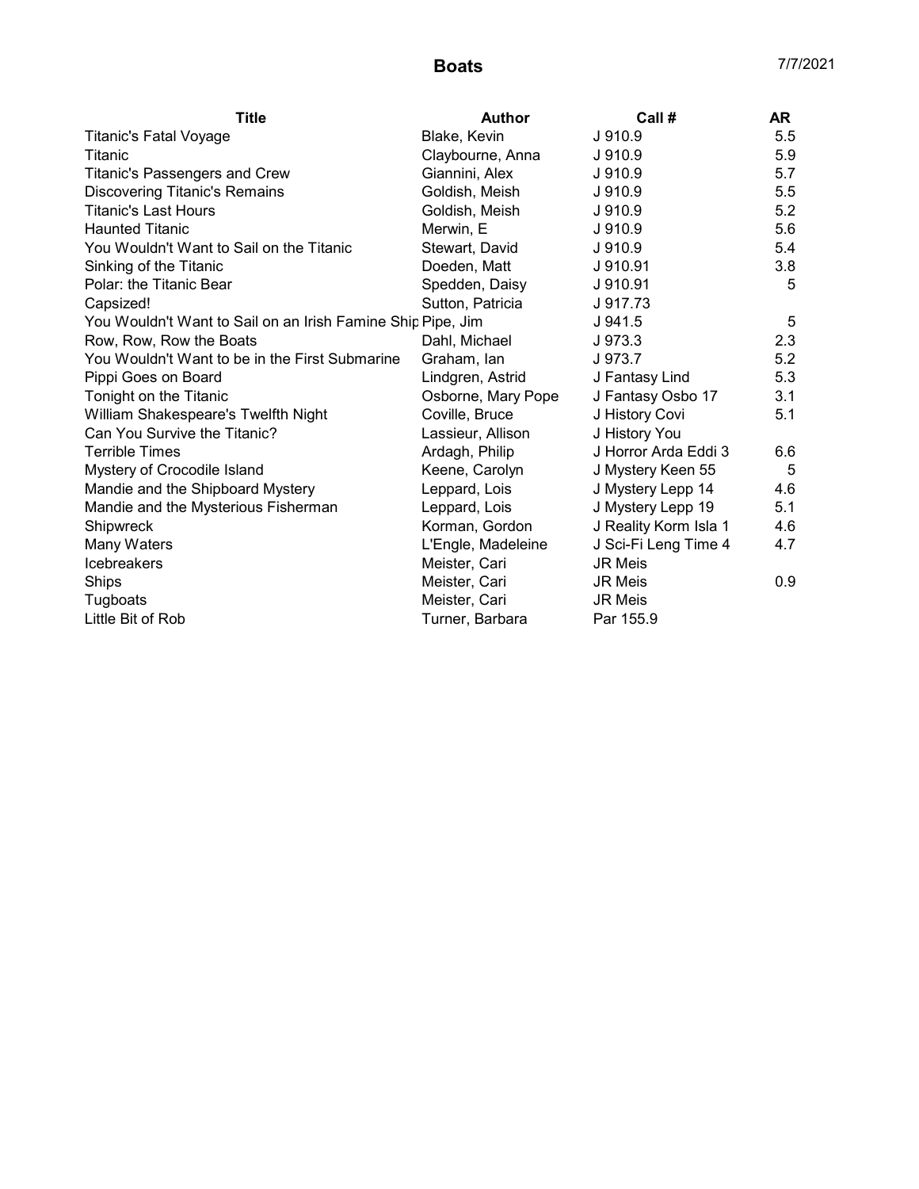# Boats

7/7/2021

| Title | Author | Call # | AR |
|---|---|---|---|
| Titanic's Fatal Voyage | Blake, Kevin | J 910.9 | 5.5 |
| Titanic | Claybourne, Anna | J 910.9 | 5.9 |
| Titanic's Passengers and Crew | Giannini, Alex | J 910.9 | 5.7 |
| Discovering Titanic's Remains | Goldish, Meish | J 910.9 | 5.5 |
| Titanic's Last Hours | Goldish, Meish | J 910.9 | 5.2 |
| Haunted Titanic | Merwin, E | J 910.9 | 5.6 |
| You Wouldn't Want to Sail on the Titanic | Stewart, David | J 910.9 | 5.4 |
| Sinking of the Titanic | Doeden, Matt | J 910.91 | 3.8 |
| Polar: the Titanic Bear | Spedden, Daisy | J 910.91 | 5 |
| Capsized! | Sutton, Patricia | J 917.73 | |
| You Wouldn't Want to Sail on an Irish Famine Ship | Pipe, Jim | J 941.5 | 5 |
| Row, Row, Row the Boats | Dahl, Michael | J 973.3 | 2.3 |
| You Wouldn't Want to be in the First Submarine | Graham, Ian | J 973.7 | 5.2 |
| Pippi Goes on Board | Lindgren, Astrid | J Fantasy Lind | 5.3 |
| Tonight on the Titanic | Osborne, Mary Pope | J Fantasy Osbo 17 | 3.1 |
| William Shakespeare's Twelfth Night | Coville, Bruce | J History Covi | 5.1 |
| Can You Survive the Titanic? | Lassieur, Allison | J History You | |
| Terrible Times | Ardagh, Philip | J Horror Arda Eddi 3 | 6.6 |
| Mystery of Crocodile Island | Keene, Carolyn | J Mystery Keen 55 | 5 |
| Mandie and the Shipboard Mystery | Leppard, Lois | J Mystery Lepp 14 | 4.6 |
| Mandie and the Mysterious Fisherman | Leppard, Lois | J Mystery Lepp 19 | 5.1 |
| Shipwreck | Korman, Gordon | J Reality Korm Isla 1 | 4.6 |
| Many Waters | L'Engle, Madeleine | J Sci-Fi Leng Time 4 | 4.7 |
| Icebreakers | Meister, Cari | JR Meis | |
| Ships | Meister, Cari | JR Meis | 0.9 |
| Tugboats | Meister, Cari | JR Meis | |
| Little Bit of Rob | Turner, Barbara | Par 155.9 | |